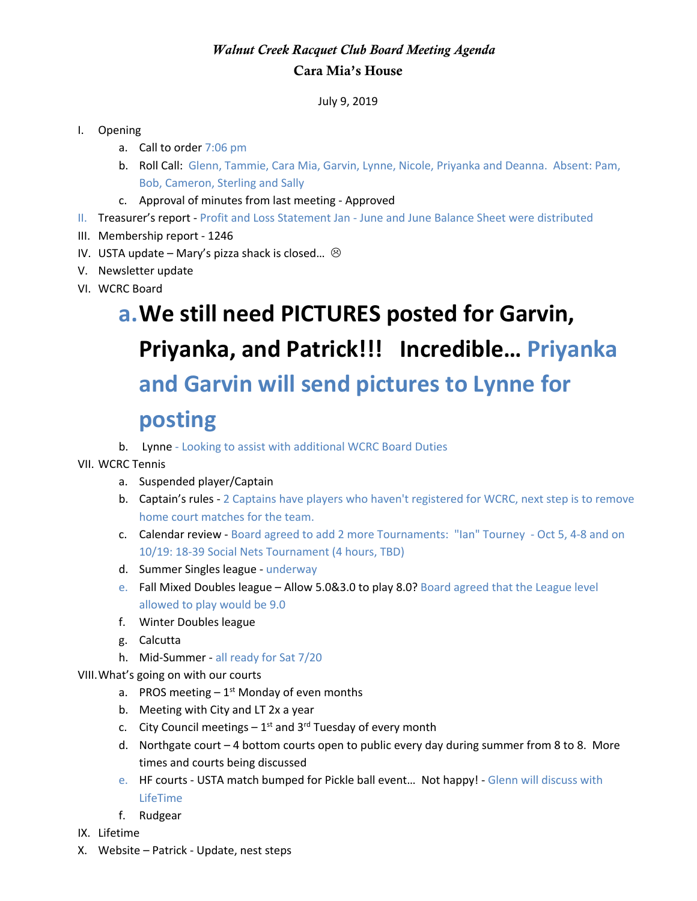*Walnut Creek Racquet Club Board Meeting Agenda*

**Cara Mia's House**

July 9, 2019

I. Opening
   a. Call to order 7:06 pm
   b. Roll Call: Glenn, Tammie, Cara Mia, Garvin, Lynne, Nicole, Priyanka and Deanna. Absent: Pam, Bob, Cameron, Sterling and Sally
   c. Approval of minutes from last meeting - Approved

II. Treasurer's report - Profit and Loss Statement Jan - June and June Balance Sheet were distributed

III. Membership report - 1246

IV. USTA update – Mary's pizza shack is closed… ☹

V. Newsletter update

VI. WCRC Board
   a. **We still need PICTURES posted for Garvin, Priyanka, and Patrick!!! Incredible… Priyanka and Garvin will send pictures to Lynne for posting**
   b. Lynne - Looking to assist with additional WCRC Board Duties

VII. WCRC Tennis
   a. Suspended player/Captain
   b. Captain's rules - 2 Captains have players who haven't registered for WCRC, next step is to remove home court matches for the team.
   c. Calendar review - Board agreed to add 2 more Tournaments: "Ian" Tourney - Oct 5, 4-8 and on 10/19: 18-39 Social Nets Tournament (4 hours, TBD)
   d. Summer Singles league - underway
   e. Fall Mixed Doubles league – Allow 5.0&3.0 to play 8.0? Board agreed that the League level allowed to play would be 9.0
   f. Winter Doubles league
   g. Calcutta
   h. Mid-Summer - all ready for Sat 7/20

VIII. What's going on with our courts
   a. PROS meeting – 1st Monday of even months
   b. Meeting with City and LT 2x a year
   c. City Council meetings – 1st and 3rd Tuesday of every month
   d. Northgate court – 4 bottom courts open to public every day during summer from 8 to 8. More times and courts being discussed
   e. HF courts - USTA match bumped for Pickle ball event… Not happy! - Glenn will discuss with LifeTime
   f. Rudgear

IX. Lifetime

X. Website – Patrick - Update, nest steps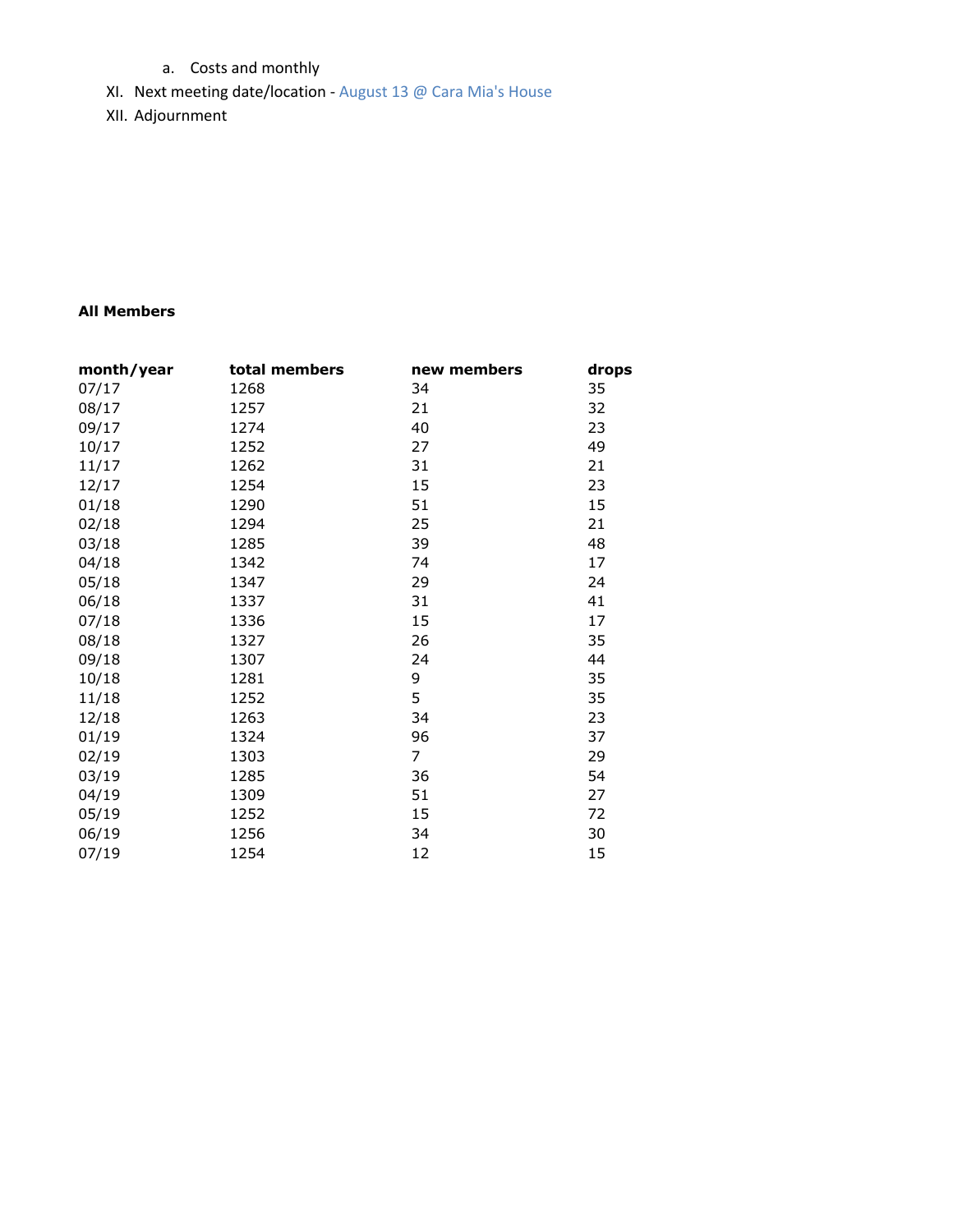a. Costs and monthly

XI. Next meeting date/location - August 13 @ Cara Mia's House

XII. Adjournment

**All Members**

| **month/year** | **total members** | **new members** | **drops** |
|---|---|---|---|
| 07/17 | 1268 | 34 | 35 |
| 08/17 | 1257 | 21 | 32 |
| 09/17 | 1274 | 40 | 23 |
| 10/17 | 1252 | 27 | 49 |
| 11/17 | 1262 | 31 | 21 |
| 12/17 | 1254 | 15 | 23 |
| 01/18 | 1290 | 51 | 15 |
| 02/18 | 1294 | 25 | 21 |
| 03/18 | 1285 | 39 | 48 |
| 04/18 | 1342 | 74 | 17 |
| 05/18 | 1347 | 29 | 24 |
| 06/18 | 1337 | 31 | 41 |
| 07/18 | 1336 | 15 | 17 |
| 08/18 | 1327 | 26 | 35 |
| 09/18 | 1307 | 24 | 44 |
| 10/18 | 1281 | 9 | 35 |
| 11/18 | 1252 | 5 | 35 |
| 12/18 | 1263 | 34 | 23 |
| 01/19 | 1324 | 96 | 37 |
| 02/19 | 1303 | 7 | 29 |
| 03/19 | 1285 | 36 | 54 |
| 04/19 | 1309 | 51 | 27 |
| 05/19 | 1252 | 15 | 72 |
| 06/19 | 1256 | 34 | 30 |
| 07/19 | 1254 | 12 | 15 |